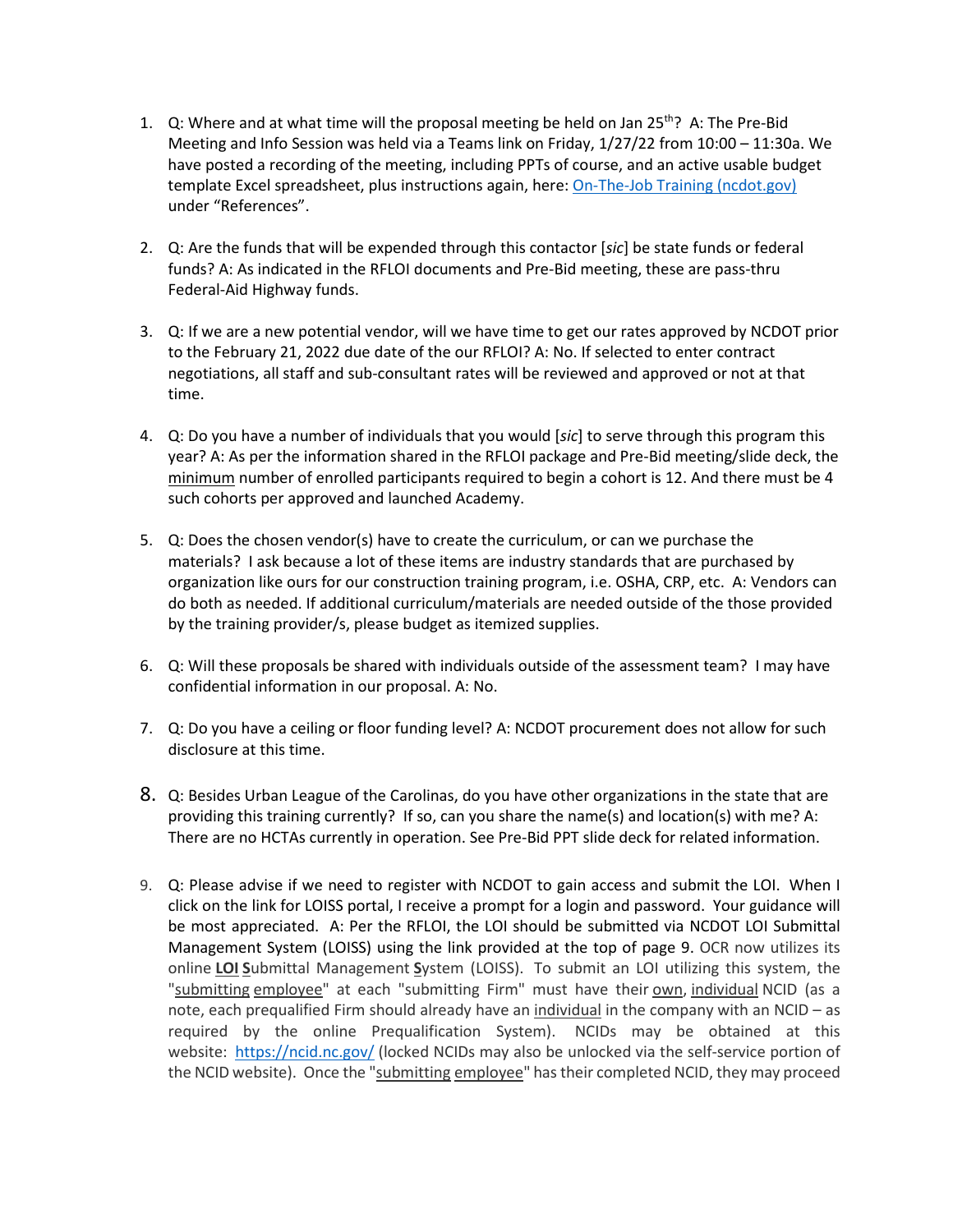1. Q: Where and at what time will the proposal meeting be held on Jan 25th? A: The Pre-Bid Meeting and Info Session was held via a Teams link on Friday, 1/27/22 from 10:00 – 11:30a. We have posted a recording of the meeting, including PPTs of course, and an active usable budget template Excel spreadsheet, plus instructions again, here: [On-The-Job Training (ncdot.gov)]() under "References".

2. Q: Are the funds that will be expended through this contactor [*sic*] be state funds or federal funds? A: As indicated in the RFLOI documents and Pre-Bid meeting, these are pass-thru Federal-Aid Highway funds.

3. Q: If we are a new potential vendor, will we have time to get our rates approved by NCDOT prior to the February 21, 2022 due date of the our RFLOI? A: No. If selected to enter contract negotiations, all staff and sub-consultant rates will be reviewed and approved or not at that time.

4. Q: Do you have a number of individuals that you would [*sic*] to serve through this program this year? A: As per the information shared in the RFLOI package and Pre-Bid meeting/slide deck, the minimum number of enrolled participants required to begin a cohort is 12. And there must be 4 such cohorts per approved and launched Academy.

5. Q: Does the chosen vendor(s) have to create the curriculum, or can we purchase the materials? I ask because a lot of these items are industry standards that are purchased by organization like ours for our construction training program, i.e. OSHA, CRP, etc. A: Vendors can do both as needed. If additional curriculum/materials are needed outside of the those provided by the training provider/s, please budget as itemized supplies.

6. Q: Will these proposals be shared with individuals outside of the assessment team? I may have confidential information in our proposal. A: No.

7. Q: Do you have a ceiling or floor funding level? A: NCDOT procurement does not allow for such disclosure at this time.

8. Q: Besides Urban League of the Carolinas, do you have other organizations in the state that are providing this training currently? If so, can you share the name(s) and location(s) with me? A: There are no HCTAs currently in operation. See Pre-Bid PPT slide deck for related information.

9. Q: Please advise if we need to register with NCDOT to gain access and submit the LOI. When I click on the link for LOISS portal, I receive a prompt for a login and password. Your guidance will be most appreciated. A: Per the RFLOI, the LOI should be submitted via NCDOT LOI Submittal Management System (LOISS) using the link provided at the top of page 9. OCR now utilizes its online **LOI S**ubmittal Management **S**ystem (LOISS). To submit an LOI utilizing this system, the "submitting employee" at each "submitting Firm" must have their own, individual NCID (as a note, each prequalified Firm should already have an individual in the company with an NCID – as required by the online Prequalification System). NCIDs may be obtained at this website: [https://ncid.nc.gov/](https://ncid.nc.gov/) (locked NCIDs may also be unlocked via the self-service portion of the NCID website). Once the "submitting employee" has their completed NCID, they may proceed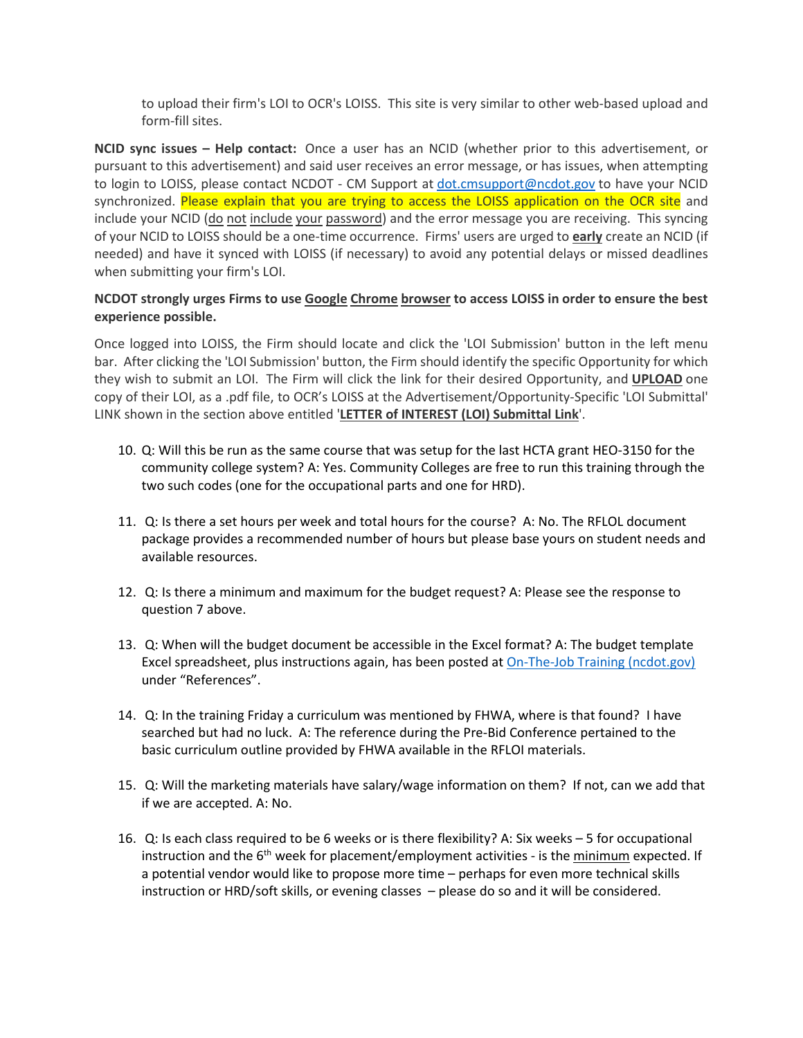to upload their firm's LOI to OCR's LOISS. This site is very similar to other web-based upload and form-fill sites.

**NCID sync issues – Help contact:** Once a user has an NCID (whether prior to this advertisement, or pursuant to this advertisement) and said user receives an error message, or has issues, when attempting to login to LOISS, please contact NCDOT - CM Support at dot.cmsupport@ncdot.gov to have your NCID synchronized. Please explain that you are trying to access the LOISS application on the OCR site and include your NCID (do not include your password) and the error message you are receiving. This syncing of your NCID to LOISS should be a one-time occurrence. Firms' users are urged to **early** create an NCID (if needed) and have it synced with LOISS (if necessary) to avoid any potential delays or missed deadlines when submitting your firm's LOI.

**NCDOT strongly urges Firms to use Google Chrome browser to access LOISS in order to ensure the best experience possible.**

Once logged into LOISS, the Firm should locate and click the 'LOI Submission' button in the left menu bar. After clicking the 'LOI Submission' button, the Firm should identify the specific Opportunity for which they wish to submit an LOI. The Firm will click the link for their desired Opportunity, and **UPLOAD** one copy of their LOI, as a .pdf file, to OCR's LOISS at the Advertisement/Opportunity-Specific 'LOI Submittal' LINK shown in the section above entitled '**LETTER of INTEREST (LOI) Submittal Link**'.

10. Q: Will this be run as the same course that was setup for the last HCTA grant HEO-3150 for the community college system? A: Yes. Community Colleges are free to run this training through the two such codes (one for the occupational parts and one for HRD).

11. Q: Is there a set hours per week and total hours for the course? A: No. The RFLOL document package provides a recommended number of hours but please base yours on student needs and available resources.

12. Q: Is there a minimum and maximum for the budget request? A: Please see the response to question 7 above.

13. Q: When will the budget document be accessible in the Excel format? A: The budget template Excel spreadsheet, plus instructions again, has been posted at On-The-Job Training (ncdot.gov) under "References".

14. Q: In the training Friday a curriculum was mentioned by FHWA, where is that found? I have searched but had no luck. A: The reference during the Pre-Bid Conference pertained to the basic curriculum outline provided by FHWA available in the RFLOI materials.

15. Q: Will the marketing materials have salary/wage information on them? If not, can we add that if we are accepted. A: No.

16. Q: Is each class required to be 6 weeks or is there flexibility? A: Six weeks – 5 for occupational instruction and the 6th week for placement/employment activities - is the minimum expected. If a potential vendor would like to propose more time – perhaps for even more technical skills instruction or HRD/soft skills, or evening classes – please do so and it will be considered.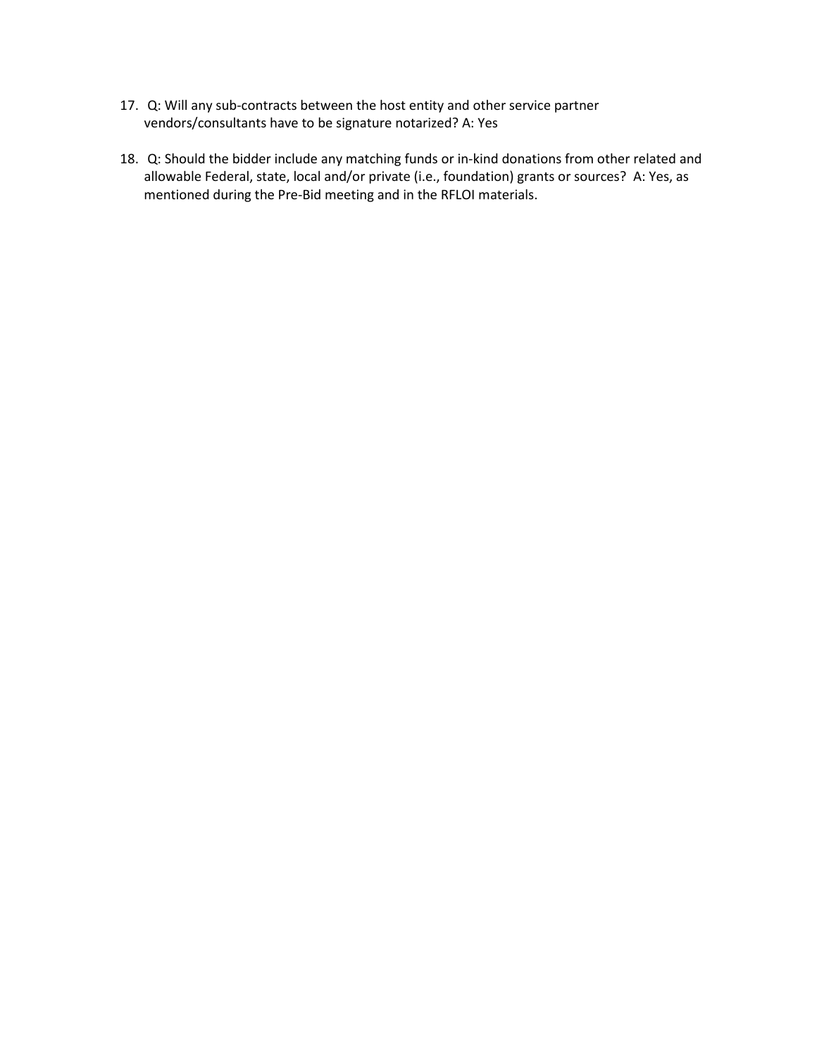17. Q: Will any sub-contracts between the host entity and other service partner vendors/consultants have to be signature notarized? A: Yes

18. Q: Should the bidder include any matching funds or in-kind donations from other related and allowable Federal, state, local and/or private (i.e., foundation) grants or sources? A: Yes, as mentioned during the Pre-Bid meeting and in the RFLOI materials.